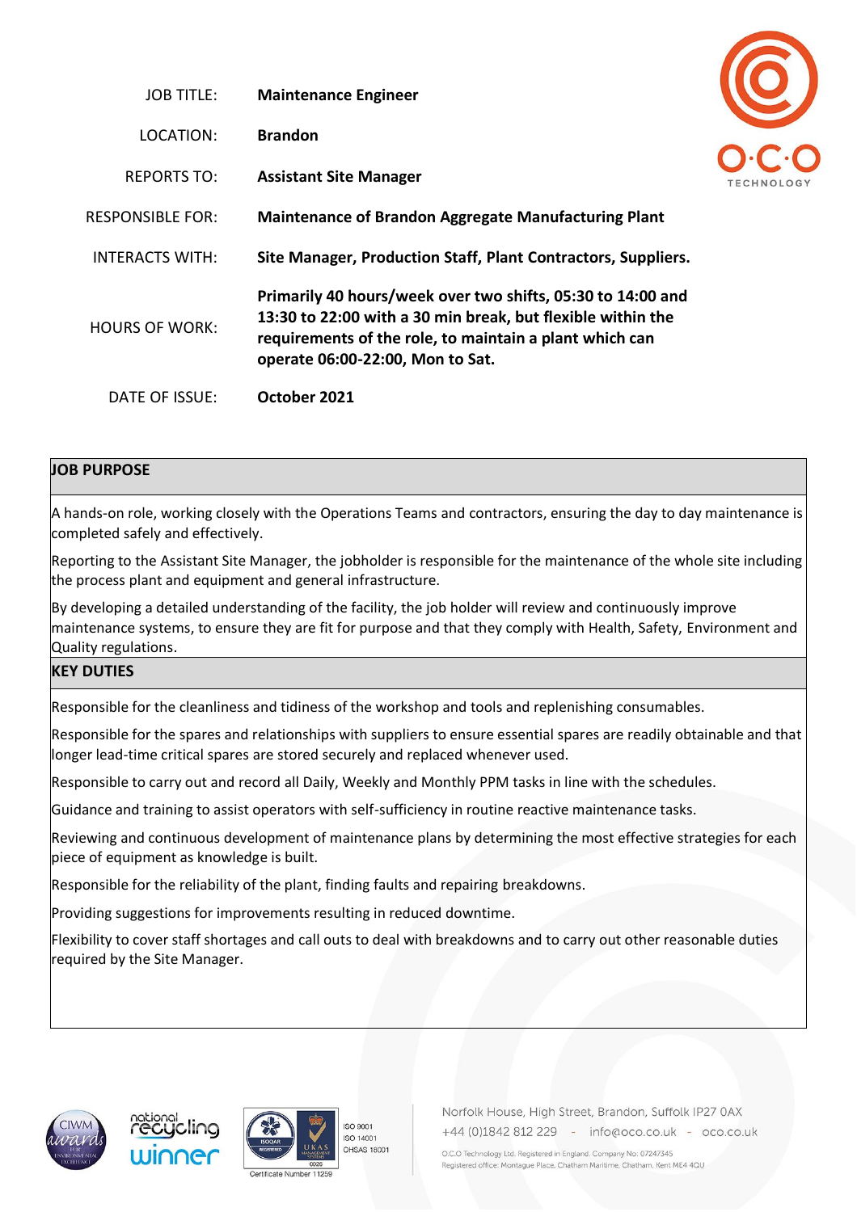| | |
|---|---|
| JOB TITLE: | **Maintenance Engineer** |
| LOCATION: | **Brandon** |
| REPORTS TO: | **Assistant Site Manager** |
| RESPONSIBLE FOR: | **Maintenance of Brandon Aggregate Manufacturing Plant** |
| INTERACTS WITH: | **Site Manager, Production Staff, Plant Contractors, Suppliers.** |
| HOURS OF WORK: | **Primarily 40 hours/week over two shifts, 05:30 to 14:00 and 13:30 to 22:00 with a 30 min break, but flexible within the requirements of the role, to maintain a plant which can operate 06:00-22:00, Mon to Sat.** |
| DATE OF ISSUE: | **October 2021** |

## JOB PURPOSE

A hands-on role, working closely with the Operations Teams and contractors, ensuring the day to day maintenance is completed safely and effectively.

Reporting to the Assistant Site Manager, the jobholder is responsible for the maintenance of the whole site including the process plant and equipment and general infrastructure.

By developing a detailed understanding of the facility, the job holder will review and continuously improve maintenance systems, to ensure they are fit for purpose and that they comply with Health, Safety, Environment and Quality regulations.

## KEY DUTIES

Responsible for the cleanliness and tidiness of the workshop and tools and replenishing consumables.

Responsible for the spares and relationships with suppliers to ensure essential spares are readily obtainable and that longer lead-time critical spares are stored securely and replaced whenever used.

Responsible to carry out and record all Daily, Weekly and Monthly PPM tasks in line with the schedules.

Guidance and training to assist operators with self-sufficiency in routine reactive maintenance tasks.

Reviewing and continuous development of maintenance plans by determining the most effective strategies for each piece of equipment as knowledge is built.

Responsible for the reliability of the plant, finding faults and repairing breakdowns.

Providing suggestions for improvements resulting in reduced downtime.

Flexibility to cover staff shortages and call outs to deal with breakdowns and to carry out other reasonable duties required by the Site Manager.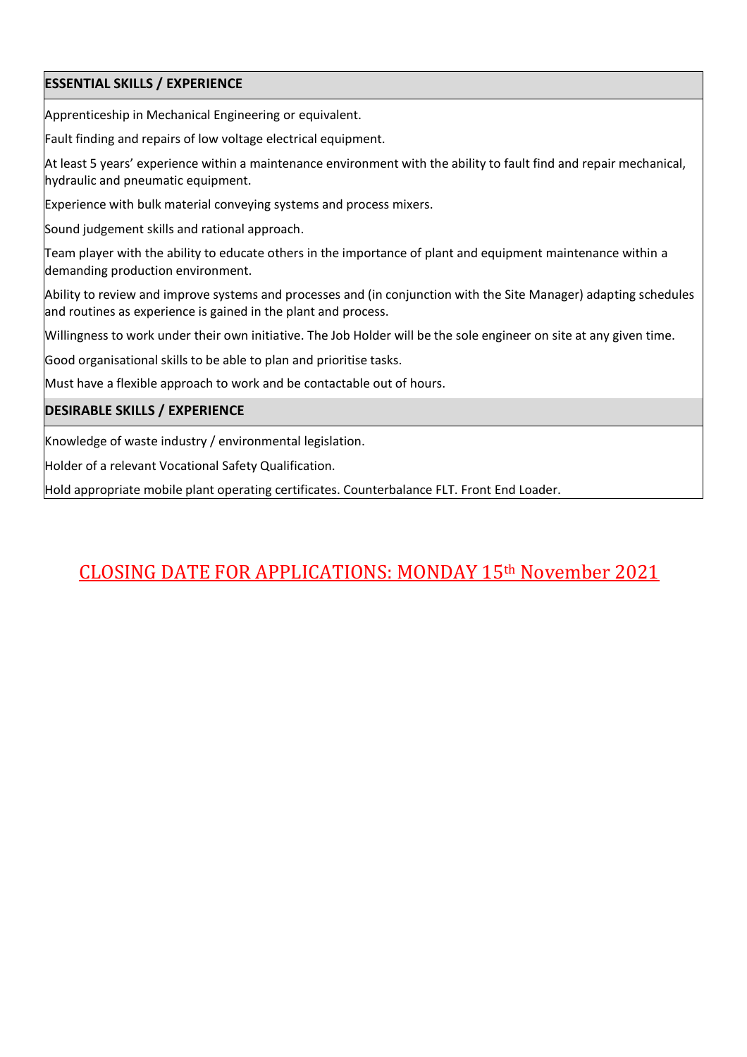## ESSENTIAL SKILLS / EXPERIENCE

Apprenticeship in Mechanical Engineering or equivalent.

Fault finding and repairs of low voltage electrical equipment.

At least 5 years' experience within a maintenance environment with the ability to fault find and repair mechanical, hydraulic and pneumatic equipment.

Experience with bulk material conveying systems and process mixers.

Sound judgement skills and rational approach.

Team player with the ability to educate others in the importance of plant and equipment maintenance within a demanding production environment.

Ability to review and improve systems and processes and (in conjunction with the Site Manager) adapting schedules and routines as experience is gained in the plant and process.

Willingness to work under their own initiative. The Job Holder will be the sole engineer on site at any given time.

Good organisational skills to be able to plan and prioritise tasks.

Must have a flexible approach to work and be contactable out of hours.

## DESIRABLE SKILLS / EXPERIENCE

Knowledge of waste industry / environmental legislation.

Holder of a relevant Vocational Safety Qualification.

Hold appropriate mobile plant operating certificates. Counterbalance FLT. Front End Loader.

CLOSING DATE FOR APPLICATIONS: MONDAY 15th November 2021